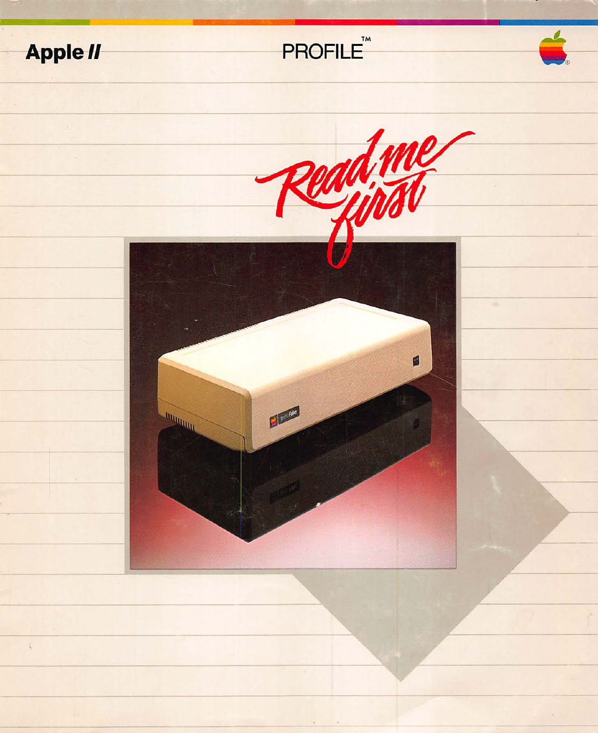Apple *II*

# PROFILE™

# *Read me first*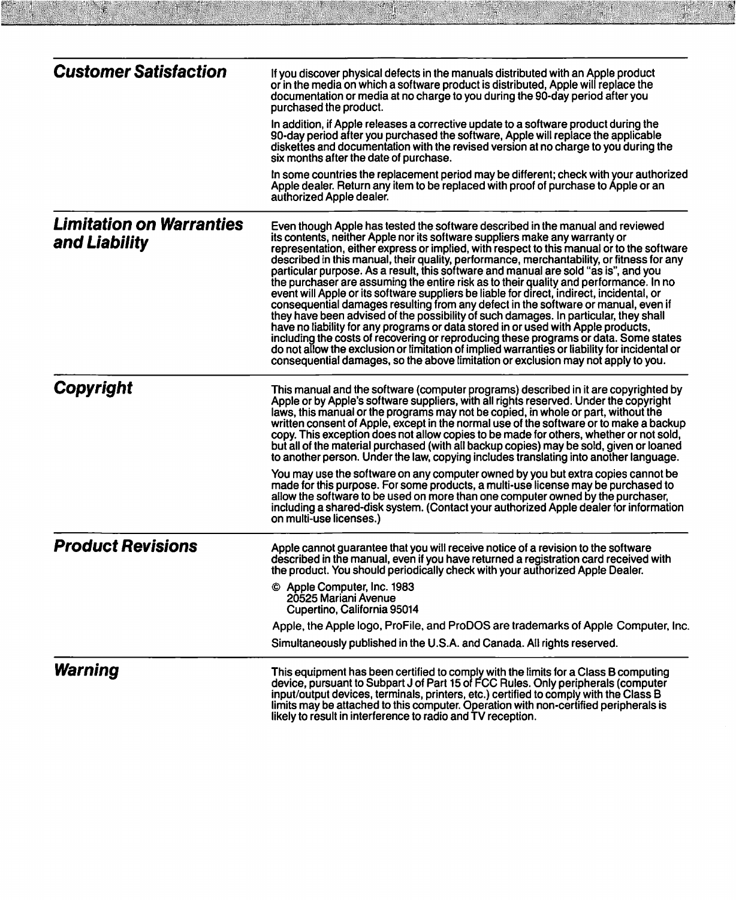## Customer Satisfaction

If you discover physical defects in the manuals distributed with an Apple product or in the media on which a software product is distributed, Apple will replace the documentation or media at no charge to you during the 90-day period after you purchased the product.

In addition, if Apple releases a corrective update to a software product during the 90-day period after you purchased the software, Apple will replace the applicable diskettes and documentation with the revised version at no charge to you during the six months after the date of purchase.

In some countries the replacement period may be different; check with your authorized Apple dealer. Return any item to be replaced with proof of purchase to Apple or an authorized Apple dealer.

## Limitation on Warranties and Liability

Even though Apple has tested the software described in the manual and reviewed its contents, neither Apple nor its software suppliers make any warranty or representation, either express or implied, with respect to this manual or to the software described in this manual, their quality, performance, merchantability, or fitness for any particular purpose. As a result, this software and manual are sold "as is", and you the purchaser are assuming the entire risk as to their quality and performance. In no event will Apple or its software suppliers be liable for direct, indirect, incidental, or consequential damages resulting from any defect in the software or manual, even if they have been advised of the possibility of such damages. In particular, they shall have no liability for any programs or data stored in or used with Apple products, including the costs of recovering or reproducing these programs or data. Some states do not allow the exclusion or limitation of implied warranties or liability for incidental or consequential damages, so the above limitation or exclusion may not apply to you.

## Copyright

This manual and the software (computer programs) described in it are copyrighted by Apple or by Apple's software suppliers, with all rights reserved. Under the copyright laws, this manual or the programs may not be copied, in whole or part, without the written consent of Apple, except in the normal use of the software or to make a backup copy. This exception does not allow copies to be made for others, whether or not sold, but all of the material purchased (with all backup copies) may be sold, given or loaned to another person. Under the law, copying includes translating into another language.

You may use the software on any computer owned by you but extra copies cannot be made for this purpose. For some products, a multi-use license may be purchased to allow the software to be used on more than one computer owned by the purchaser, including a shared-disk system. (Contact your authorized Apple dealer for information on multi-use licenses.)

## Product Revisions

Apple cannot guarantee that you will receive notice of a revision to the software described in the manual, even if you have returned a registration card received with the product. You should periodically check with your authorized Apple Dealer.

© Apple Computer, Inc. 1983
20525 Mariani Avenue
Cupertino, California 95014

Apple, the Apple logo, ProFile, and ProDOS are trademarks of Apple Computer, Inc.

Simultaneously published in the U.S.A. and Canada. All rights reserved.

## Warning

This equipment has been certified to comply with the limits for a Class B computing device, pursuant to Subpart J of Part 15 of FCC Rules. Only peripherals (computer input/output devices, terminals, printers, etc.) certified to comply with the Class B limits may be attached to this computer. Operation with non-certified peripherals is likely to result in interference to radio and TV reception.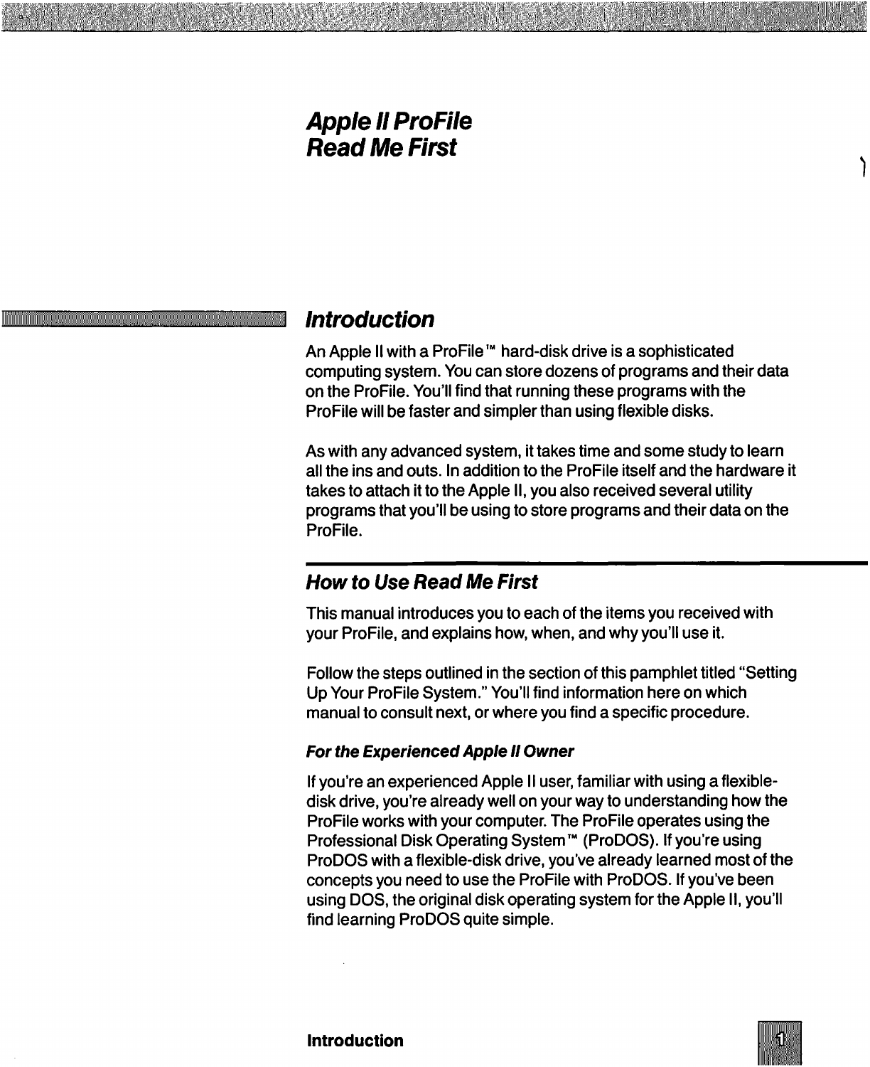# Apple II ProFile Read Me First

## Introduction

An Apple II with a ProFile™ hard-disk drive is a sophisticated computing system. You can store dozens of programs and their data on the ProFile. You'll find that running these programs with the ProFile will be faster and simpler than using flexible disks.

As with any advanced system, it takes time and some study to learn all the ins and outs. In addition to the ProFile itself and the hardware it takes to attach it to the Apple II, you also received several utility programs that you'll be using to store programs and their data on the ProFile.

## How to Use Read Me First

This manual introduces you to each of the items you received with your ProFile, and explains how, when, and why you'll use it.

Follow the steps outlined in the section of this pamphlet titled "Setting Up Your ProFile System." You'll find information here on which manual to consult next, or where you find a specific procedure.

### For the Experienced Apple II Owner

If you're an experienced Apple II user, familiar with using a flexible-disk drive, you're already well on your way to understanding how the ProFile works with your computer. The ProFile operates using the Professional Disk Operating System™ (ProDOS). If you're using ProDOS with a flexible-disk drive, you've already learned most of the concepts you need to use the ProFile with ProDOS. If you've been using DOS, the original disk operating system for the Apple II, you'll find learning ProDOS quite simple.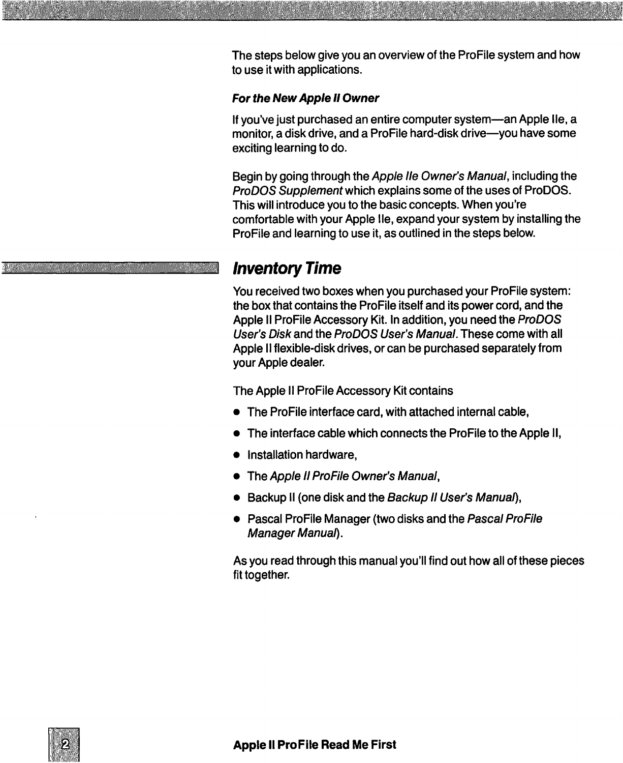The steps below give you an overview of the ProFile system and how to use it with applications.

### *For the New Apple II Owner*

If you've just purchased an entire computer system—an Apple IIe, a monitor, a disk drive, and a ProFile hard-disk drive—you have some exciting learning to do.

Begin by going through the *Apple IIe Owner's Manual*, including the *ProDOS Supplement* which explains some of the uses of ProDOS. This will introduce you to the basic concepts. When you're comfortable with your Apple IIe, expand your system by installing the ProFile and learning to use it, as outlined in the steps below.

## *Inventory Time*

You received two boxes when you purchased your ProFile system: the box that contains the ProFile itself and its power cord, and the Apple II ProFile Accessory Kit. In addition, you need the *ProDOS User's Disk* and the *ProDOS User's Manual*. These come with all Apple II flexible-disk drives, or can be purchased separately from your Apple dealer.

The Apple II ProFile Accessory Kit contains

- The ProFile interface card, with attached internal cable,
- The interface cable which connects the ProFile to the Apple II,
- Installation hardware,
- The *Apple II ProFile Owner's Manual*,
- Backup II (one disk and the *Backup II User's Manual*),
- Pascal ProFile Manager (two disks and the *Pascal ProFile Manager Manual*).

As you read through this manual you'll find out how all of these pieces fit together.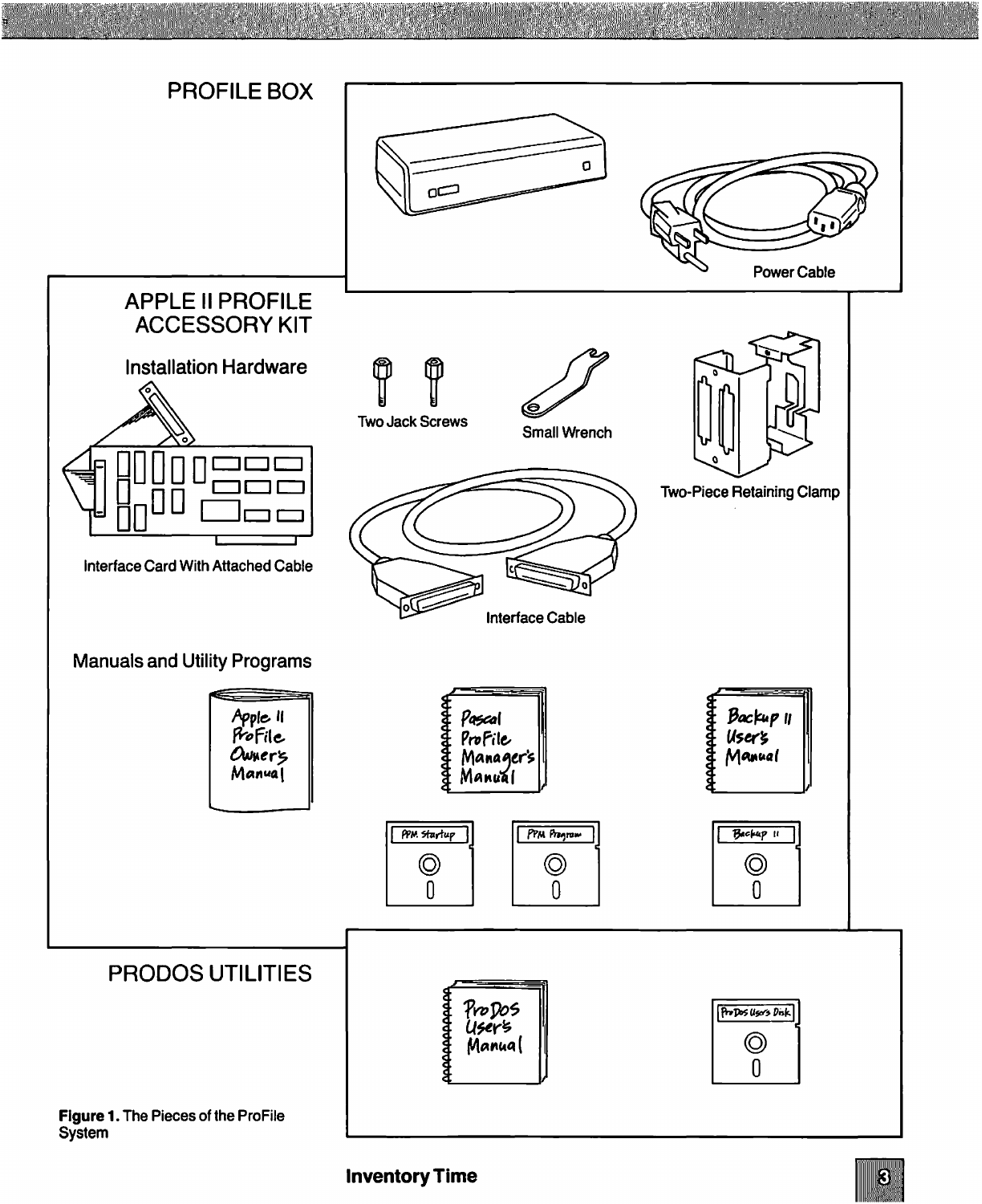## PROFILE BOX

Power Cable

## APPLE II PROFILE ACCESSORY KIT

### Installation Hardware

Two Jack Screws

Small Wrench

Two-Piece Retaining Clamp

Interface Card With Attached Cable

Interface Cable

### Manuals and Utility Programs

Apple II ProFile Owner's Manual

Pascal ProFile Manager's Manual

Backup II User's Manual

PPM Startup

PPM Program

Backup II

## PRODOS UTILITIES

ProDOS User's Manual

ProDOS User's Disk

**Figure 1.** The Pieces of the ProFile System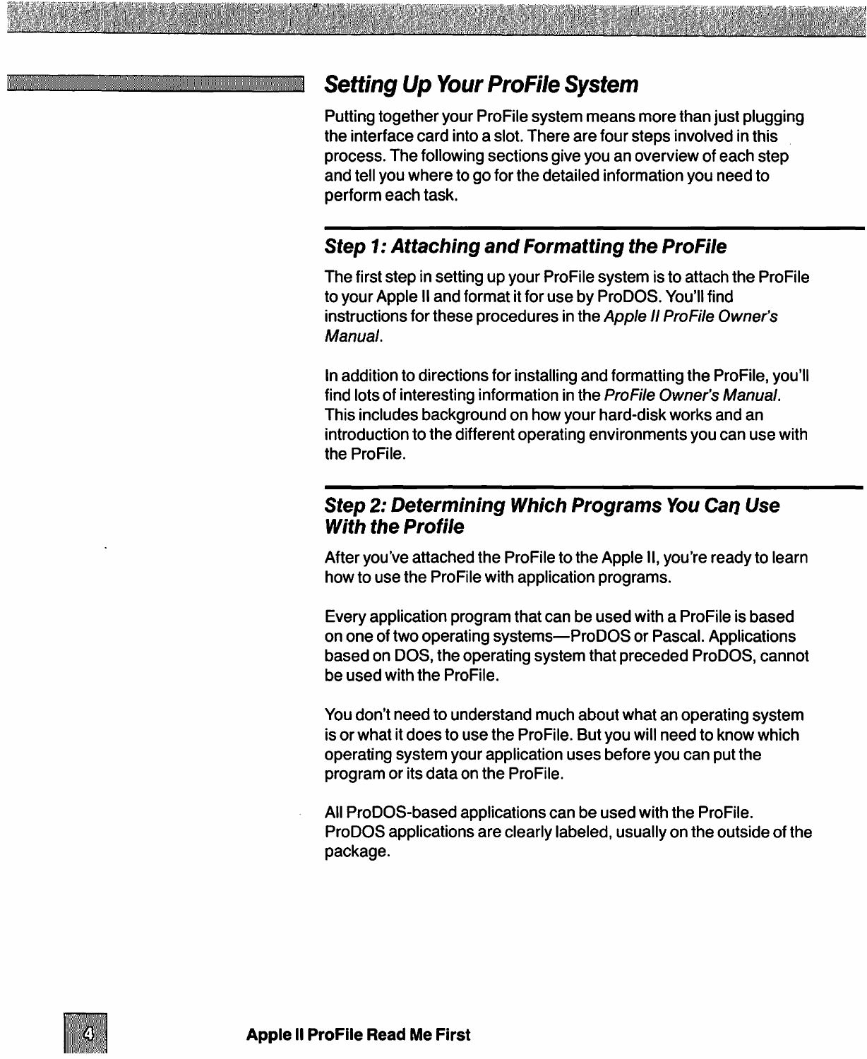## *Setting Up Your ProFile System*

Putting together your ProFile system means more than just plugging the interface card into a slot. There are four steps involved in this process. The following sections give you an overview of each step and tell you where to go for the detailed information you need to perform each task.

### *Step 1: Attaching and Formatting the ProFile*

The first step in setting up your ProFile system is to attach the ProFile to your Apple II and format it for use by ProDOS. You'll find instructions for these procedures in the *Apple II ProFile Owner's Manual*.

In addition to directions for installing and formatting the ProFile, you'll find lots of interesting information in the *ProFile Owner's Manual*. This includes background on how your hard-disk works and an introduction to the different operating environments you can use with the ProFile.

### *Step 2: Determining Which Programs You Can Use With the Profile*

After you've attached the ProFile to the Apple II, you're ready to learn how to use the ProFile with application programs.

Every application program that can be used with a ProFile is based on one of two operating systems—ProDOS or Pascal. Applications based on DOS, the operating system that preceded ProDOS, cannot be used with the ProFile.

You don't need to understand much about what an operating system is or what it does to use the ProFile. But you will need to know which operating system your application uses before you can put the program or its data on the ProFile.

All ProDOS-based applications can be used with the ProFile. ProDOS applications are clearly labeled, usually on the outside of the package.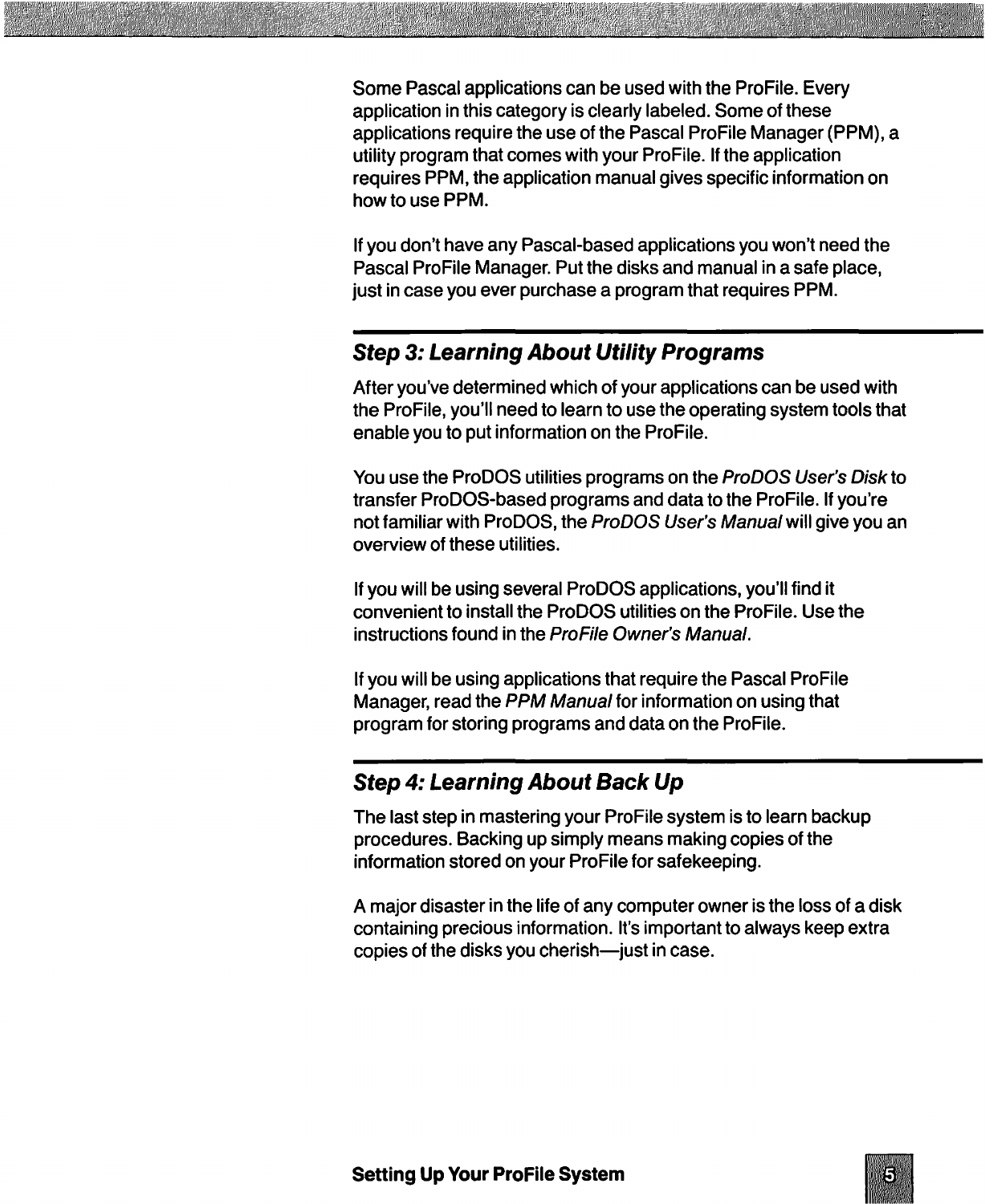Some Pascal applications can be used with the ProFile. Every application in this category is clearly labeled. Some of these applications require the use of the Pascal ProFile Manager (PPM), a utility program that comes with your ProFile. If the application requires PPM, the application manual gives specific information on how to use PPM.

If you don't have any Pascal-based applications you won't need the Pascal ProFile Manager. Put the disks and manual in a safe place, just in case you ever purchase a program that requires PPM.

## *Step 3: Learning About Utility Programs*

After you've determined which of your applications can be used with the ProFile, you'll need to learn to use the operating system tools that enable you to put information on the ProFile.

You use the ProDOS utilities programs on the *ProDOS User's Disk* to transfer ProDOS-based programs and data to the ProFile. If you're not familiar with ProDOS, the *ProDOS User's Manual* will give you an overview of these utilities.

If you will be using several ProDOS applications, you'll find it convenient to install the ProDOS utilities on the ProFile. Use the instructions found in the *ProFile Owner's Manual*.

If you will be using applications that require the Pascal ProFile Manager, read the *PPM Manual* for information on using that program for storing programs and data on the ProFile.

## *Step 4: Learning About Back Up*

The last step in mastering your ProFile system is to learn backup procedures. Backing up simply means making copies of the information stored on your ProFile for safekeeping.

A major disaster in the life of any computer owner is the loss of a disk containing precious information. It's important to always keep extra copies of the disks you cherish—just in case.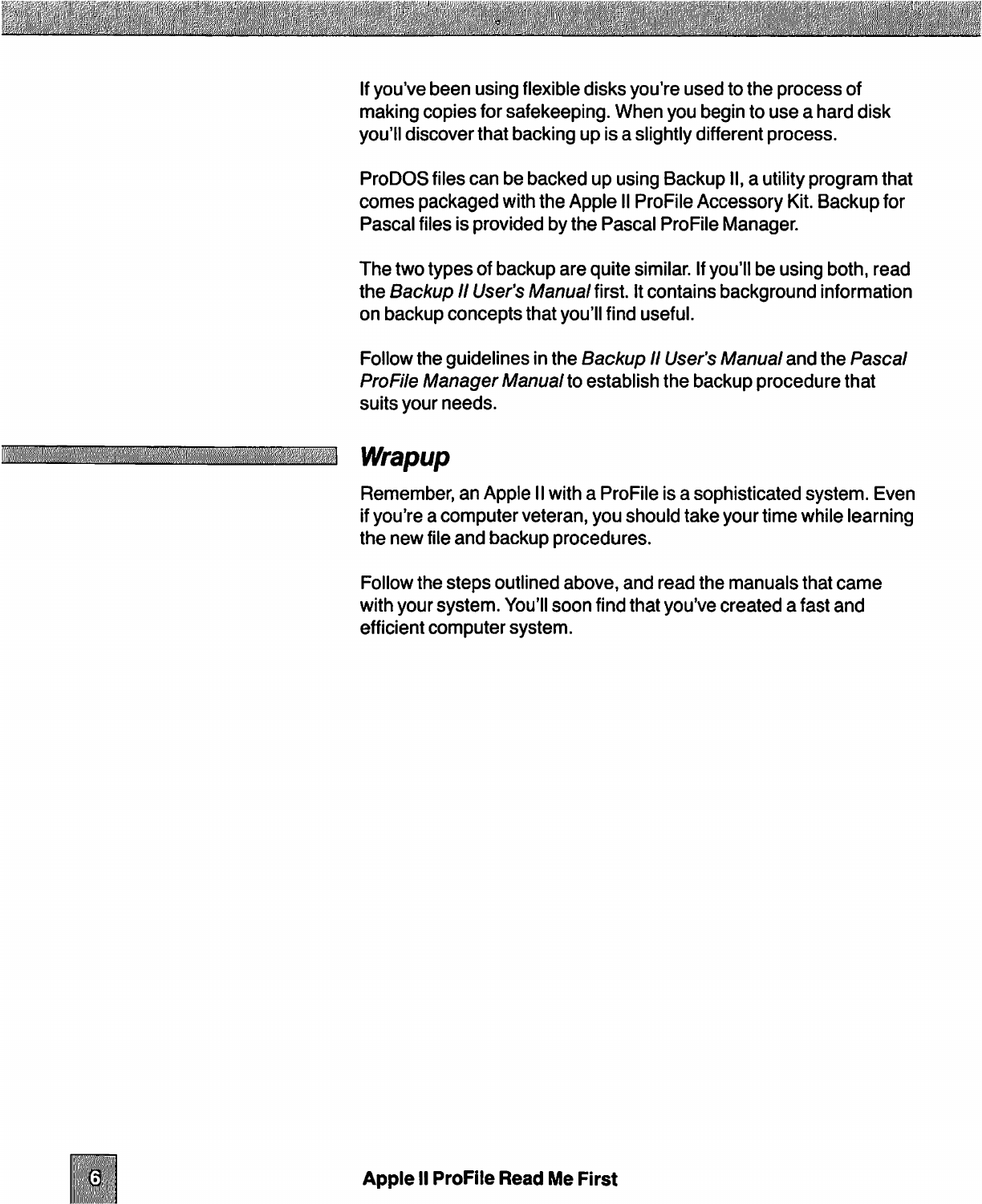If you've been using flexible disks you're used to the process of making copies for safekeeping. When you begin to use a hard disk you'll discover that backing up is a slightly different process.

ProDOS files can be backed up using Backup II, a utility program that comes packaged with the Apple II ProFile Accessory Kit. Backup for Pascal files is provided by the Pascal ProFile Manager.

The two types of backup are quite similar. If you'll be using both, read the *Backup II User's Manual* first. It contains background information on backup concepts that you'll find useful.

Follow the guidelines in the *Backup II User's Manual* and the *Pascal ProFile Manager Manual* to establish the backup procedure that suits your needs.

## *Wrapup*

Remember, an Apple II with a ProFile is a sophisticated system. Even if you're a computer veteran, you should take your time while learning the new file and backup procedures.

Follow the steps outlined above, and read the manuals that came with your system. You'll soon find that you've created a fast and efficient computer system.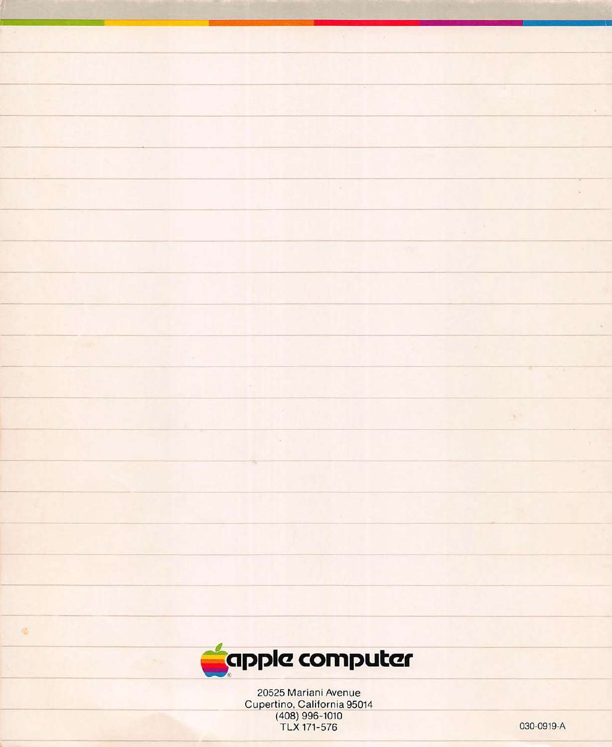apple computer

20525 Mariani Avenue
Cupertino, California 95014
(408) 996-1010
TLX 171-576

030-0919-A